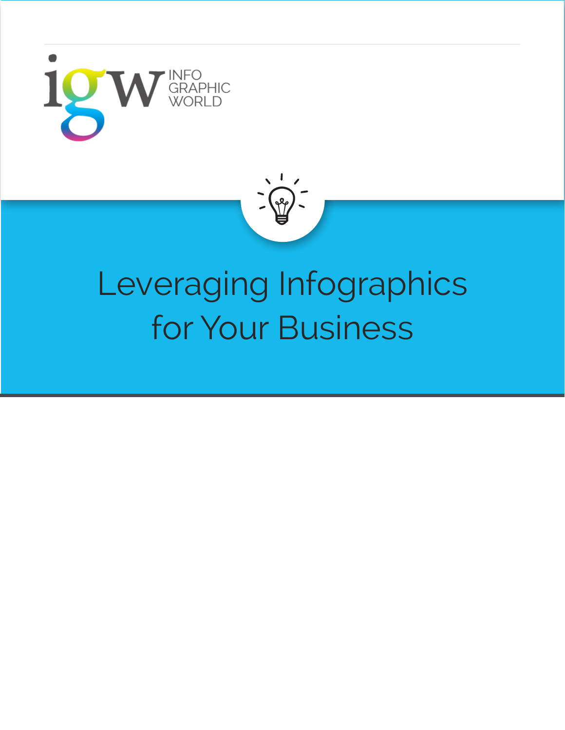igw INFO GRAPHIC WORLD

# Leveraging Infographics for Your Business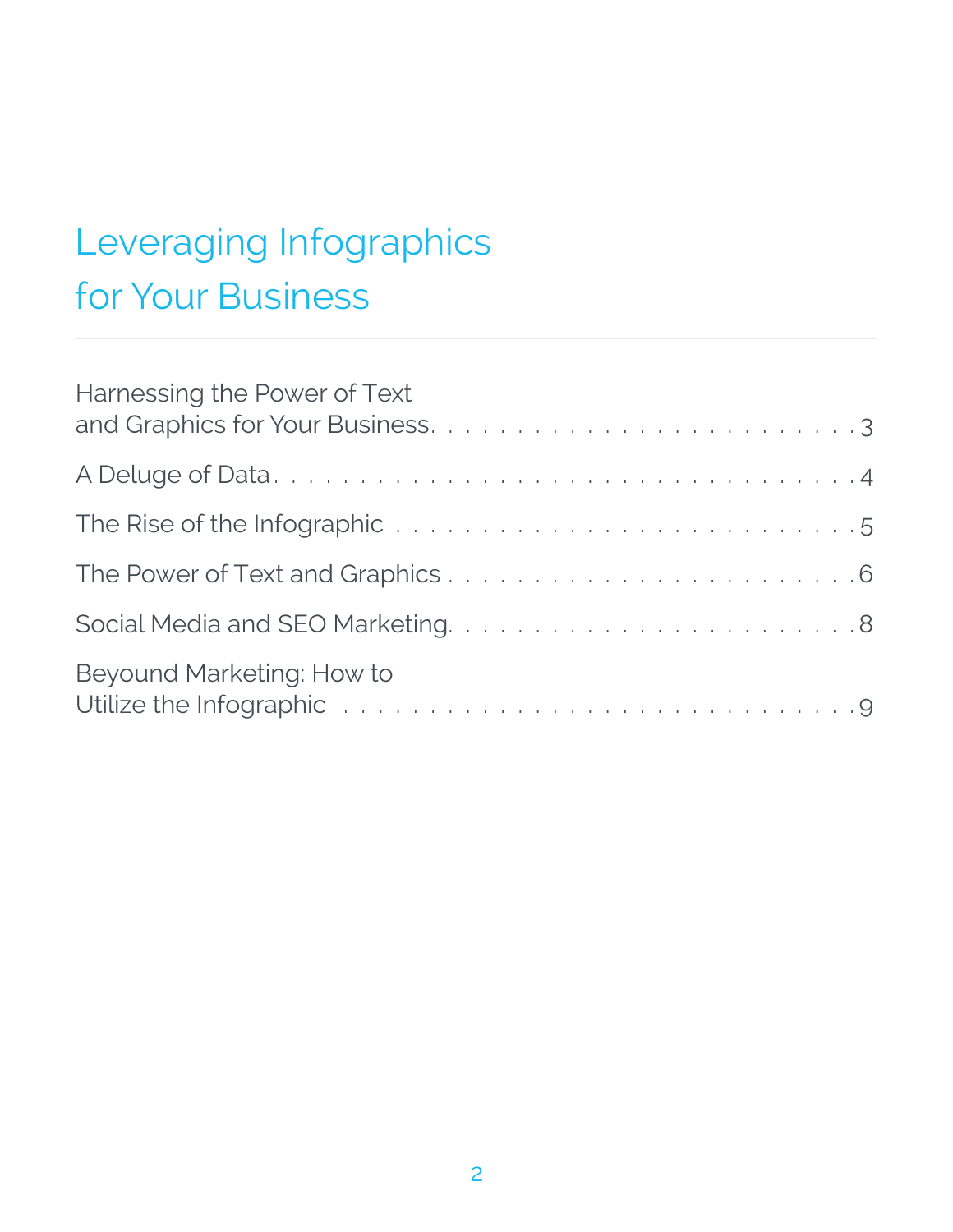# Leveraging Infographics for Your Business

Harnessing the Power of Text and Graphics for Your Business . . . . . . . . . . . . . . . . . . . . . . . . . . 3

A Deluge of Data . . . . . . . . . . . . . . . . . . . . . . . . . . . . . . . . . . . . . . . 4

The Rise of the Infographic . . . . . . . . . . . . . . . . . . . . . . . . . . . . . . . 5

The Power of Text and Graphics . . . . . . . . . . . . . . . . . . . . . . . . . . . 6

Social Media and SEO Marketing . . . . . . . . . . . . . . . . . . . . . . . . . . 8

Beyound Marketing: How to Utilize the Infographic . . . . . . . . . . . . . . . . . . . . . . . . . . . . . 9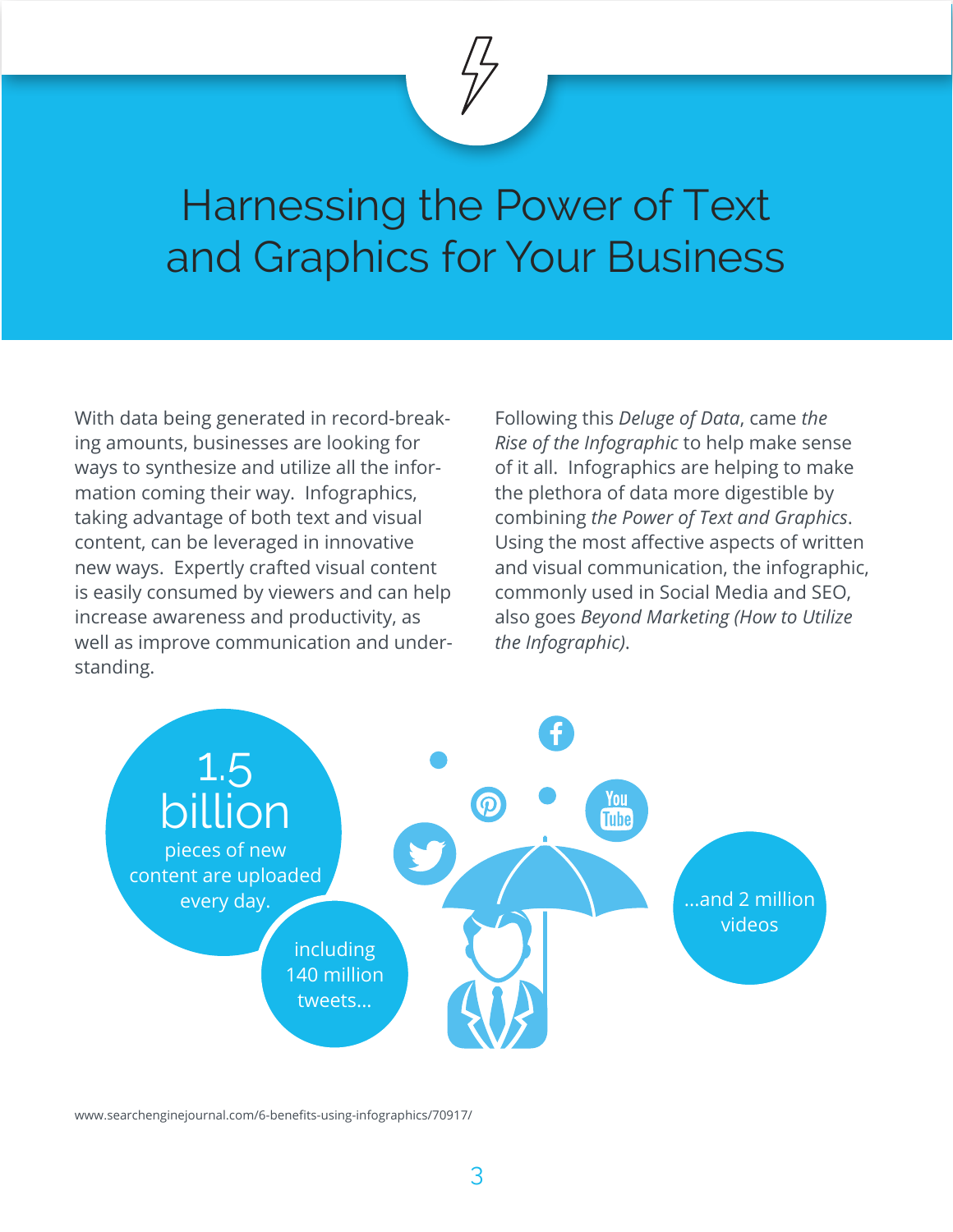# Harnessing the Power of Text and Graphics for Your Business

With data being generated in record-breaking amounts, businesses are looking for ways to synthesize and utilize all the information coming their way. Infographics, taking advantage of both text and visual content, can be leveraged in innovative new ways. Expertly crafted visual content is easily consumed by viewers and can help increase awareness and productivity, as well as improve communication and understanding.

Following this *Deluge of Data*, came *the Rise of the Infographic* to help make sense of it all. Infographics are helping to make the plethora of data more digestible by combining *the Power of Text and Graphics*. Using the most affective aspects of written and visual communication, the infographic, commonly used in Social Media and SEO, also goes *Beyond Marketing (How to Utilize the Infographic)*.

1.5 billion pieces of new content are uploaded every day.

including 140 million tweets...

...and 2 million videos

www.searchenginejournal.com/6-benefits-using-infographics/70917/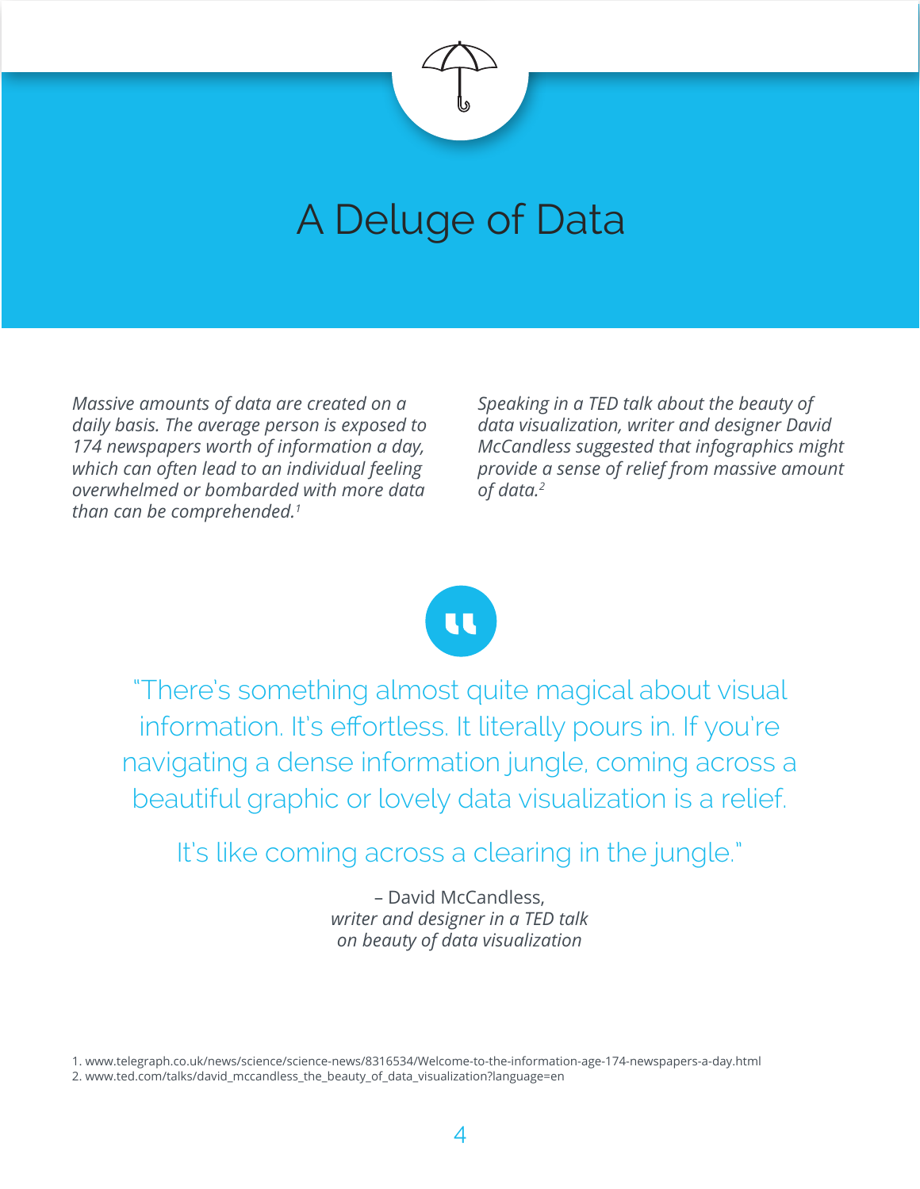# A Deluge of Data

*Massive amounts of data are created on a daily basis. The average person is exposed to 174 newspapers worth of information a day, which can often lead to an individual feeling overwhelmed or bombarded with more data than can be comprehended.*[1]

*Speaking in a TED talk about the beauty of data visualization, writer and designer David McCandless suggested that infographics might provide a sense of relief from massive amount of data.*[2]

> "There's something almost quite magical about visual information. It's effortless. It literally pours in. If you're navigating a dense information jungle, coming across a beautiful graphic or lovely data visualization is a relief.
>
> It's like coming across a clearing in the jungle."

– David McCandless,
*writer and designer in a TED talk on beauty of data visualization*

1. www.telegraph.co.uk/news/science/science-news/8316534/Welcome-to-the-information-age-174-newspapers-a-day.html
2. www.ted.com/talks/david_mccandless_the_beauty_of_data_visualization?language=en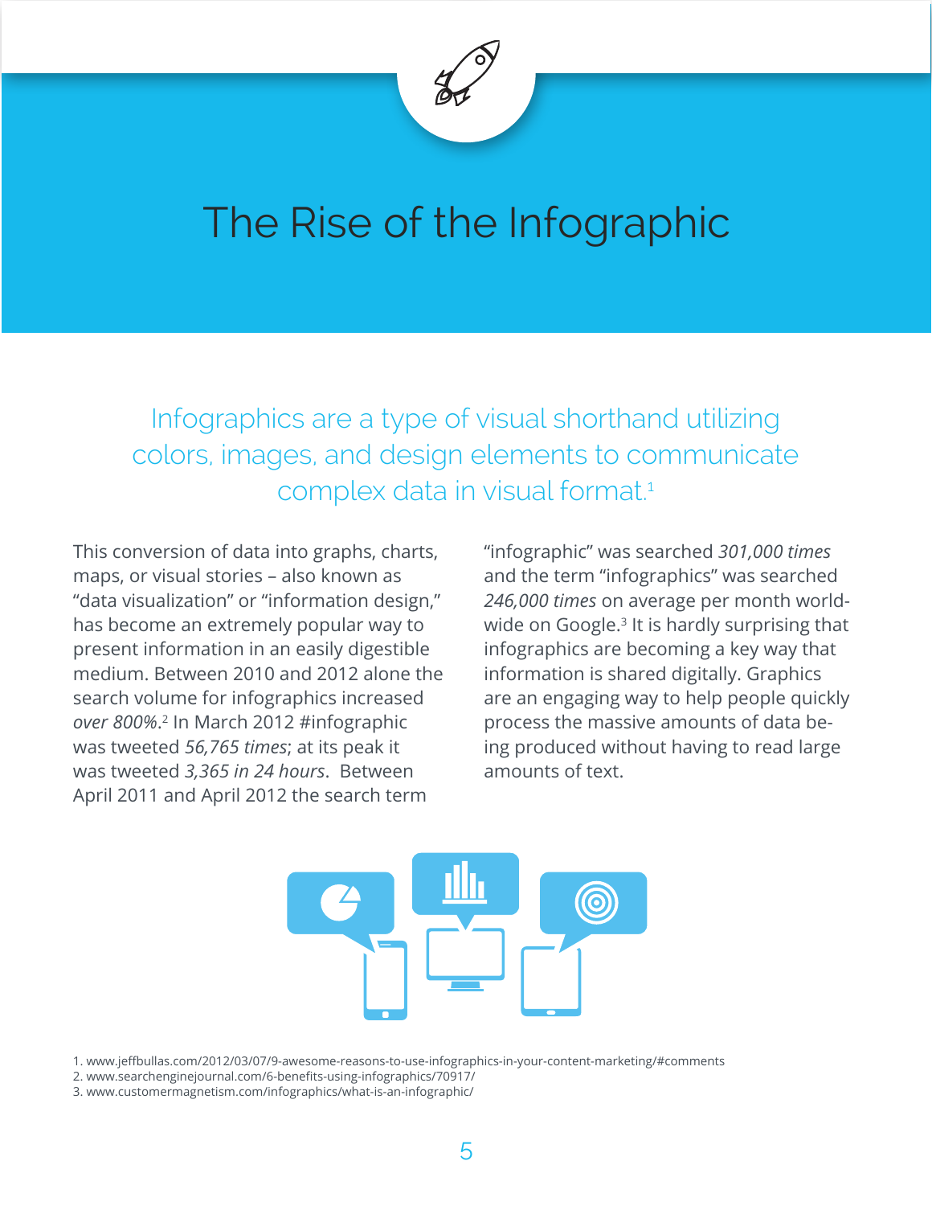# The Rise of the Infographic

## Infographics are a type of visual shorthand utilizing colors, images, and design elements to communicate complex data in visual format.[1]

This conversion of data into graphs, charts, maps, or visual stories – also known as "data visualization" or "information design," has become an extremely popular way to present information in an easily digestible medium. Between 2010 and 2012 alone the search volume for infographics increased *over 800%*.[2] In March 2012 #infographic was tweeted *56,765 times*; at its peak it was tweeted *3,365 in 24 hours*. Between April 2011 and April 2012 the search term "infographic" was searched *301,000 times* and the term "infographics" was searched *246,000 times* on average per month worldwide on Google.[3] It is hardly surprising that infographics are becoming a key way that information is shared digitally. Graphics are an engaging way to help people quickly process the massive amounts of data being produced without having to read large amounts of text.

1. www.jeffbullas.com/2012/03/07/9-awesome-reasons-to-use-infographics-in-your-content-marketing/#comments
2. www.searchenginejournal.com/6-benefits-using-infographics/70917/
3. www.customermagnetism.com/infographics/what-is-an-infographic/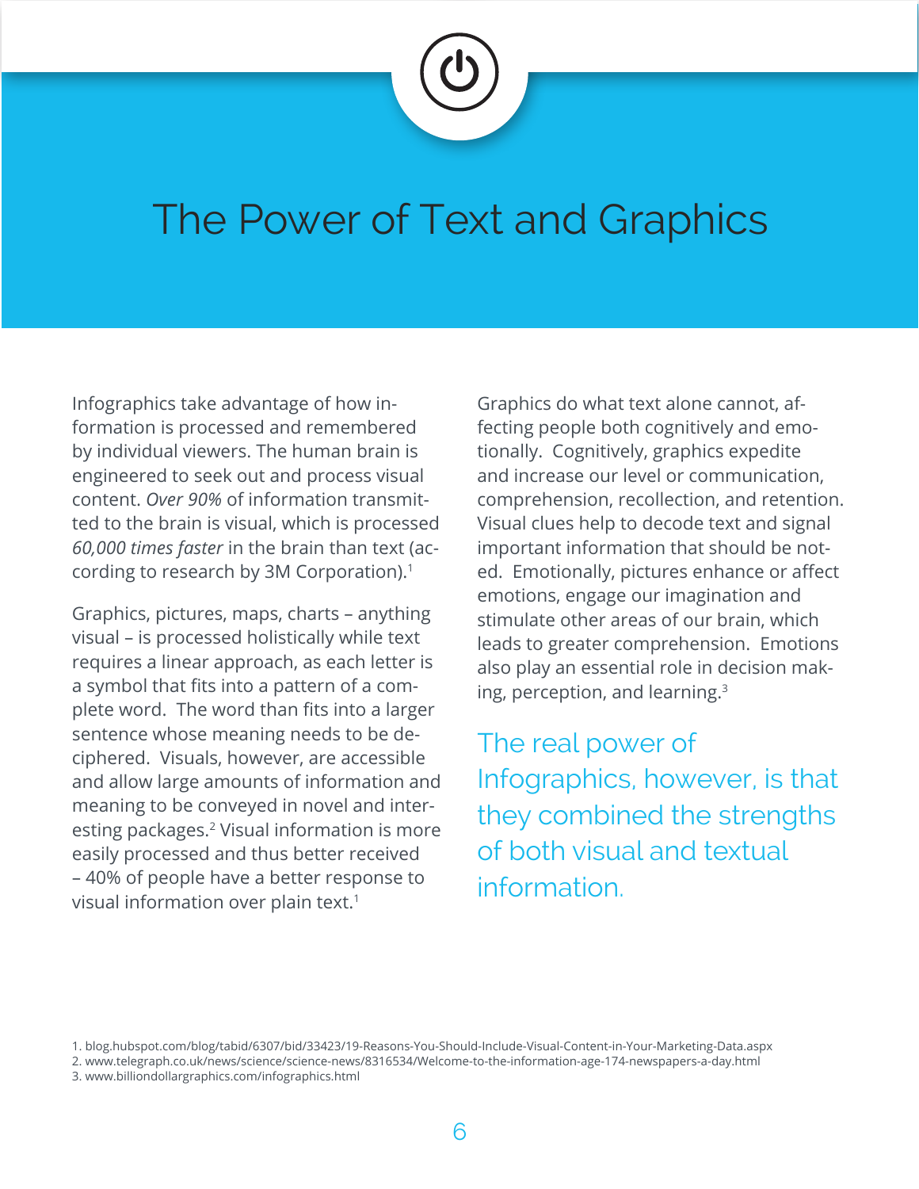# The Power of Text and Graphics

Infographics take advantage of how information is processed and remembered by individual viewers. The human brain is engineered to seek out and process visual content. *Over 90%* of information transmitted to the brain is visual, which is processed *60,000 times faster* in the brain than text (according to research by 3M Corporation).[1]

Graphics, pictures, maps, charts – anything visual – is processed holistically while text requires a linear approach, as each letter is a symbol that fits into a pattern of a complete word. The word than fits into a larger sentence whose meaning needs to be deciphered. Visuals, however, are accessible and allow large amounts of information and meaning to be conveyed in novel and interesting packages.[2] Visual information is more easily processed and thus better received – 40% of people have a better response to visual information over plain text.[1]

Graphics do what text alone cannot, affecting people both cognitively and emotionally. Cognitively, graphics expedite and increase our level or communication, comprehension, recollection, and retention. Visual clues help to decode text and signal important information that should be noted. Emotionally, pictures enhance or affect emotions, engage our imagination and stimulate other areas of our brain, which leads to greater comprehension. Emotions also play an essential role in decision making, perception, and learning.[3]

The real power of Infographics, however, is that they combined the strengths of both visual and textual information.

1. blog.hubspot.com/blog/tabid/6307/bid/33423/19-Reasons-You-Should-Include-Visual-Content-in-Your-Marketing-Data.aspx
2. www.telegraph.co.uk/news/science/science-news/8316534/Welcome-to-the-information-age-174-newspapers-a-day.html
3. www.billiondollargraphics.com/infographics.html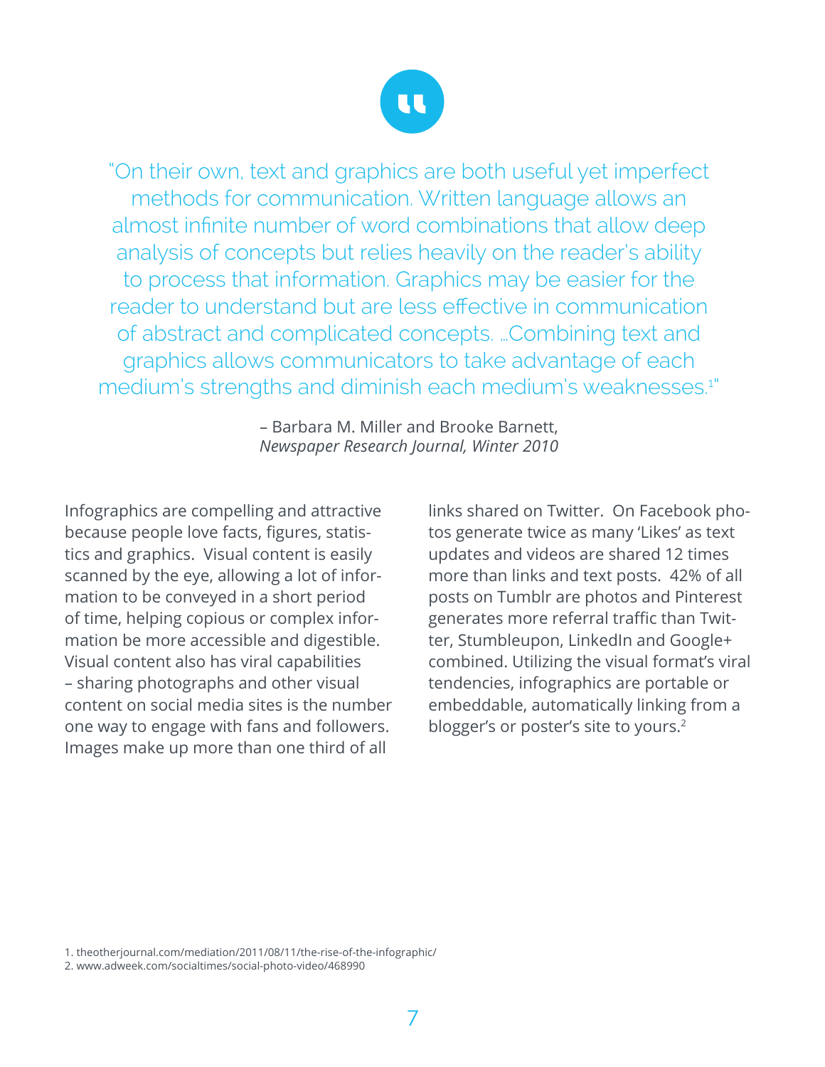> "On their own, text and graphics are both useful yet imperfect methods for communication. Written language allows an almost infinite number of word combinations that allow deep analysis of concepts but relies heavily on the reader's ability to process that information. Graphics may be easier for the reader to understand but are less effective in communication of abstract and complicated concepts. ...Combining text and graphics allows communicators to take advantage of each medium's strengths and diminish each medium's weaknesses.[1]"
>
> – Barbara M. Miller and Brooke Barnett, *Newspaper Research Journal, Winter 2010*

Infographics are compelling and attractive because people love facts, figures, statistics and graphics. Visual content is easily scanned by the eye, allowing a lot of information to be conveyed in a short period of time, helping copious or complex information be more accessible and digestible. Visual content also has viral capabilities – sharing photographs and other visual content on social media sites is the number one way to engage with fans and followers. Images make up more than one third of all links shared on Twitter. On Facebook photos generate twice as many 'Likes' as text updates and videos are shared 12 times more than links and text posts. 42% of all posts on Tumblr are photos and Pinterest generates more referral traffic than Twitter, Stumbleupon, LinkedIn and Google+ combined. Utilizing the visual format's viral tendencies, infographics are portable or embeddable, automatically linking from a blogger's or poster's site to yours.[2]

1. theotherjournal.com/mediation/2011/08/11/the-rise-of-the-infographic/
2. www.adweek.com/socialtimes/social-photo-video/468990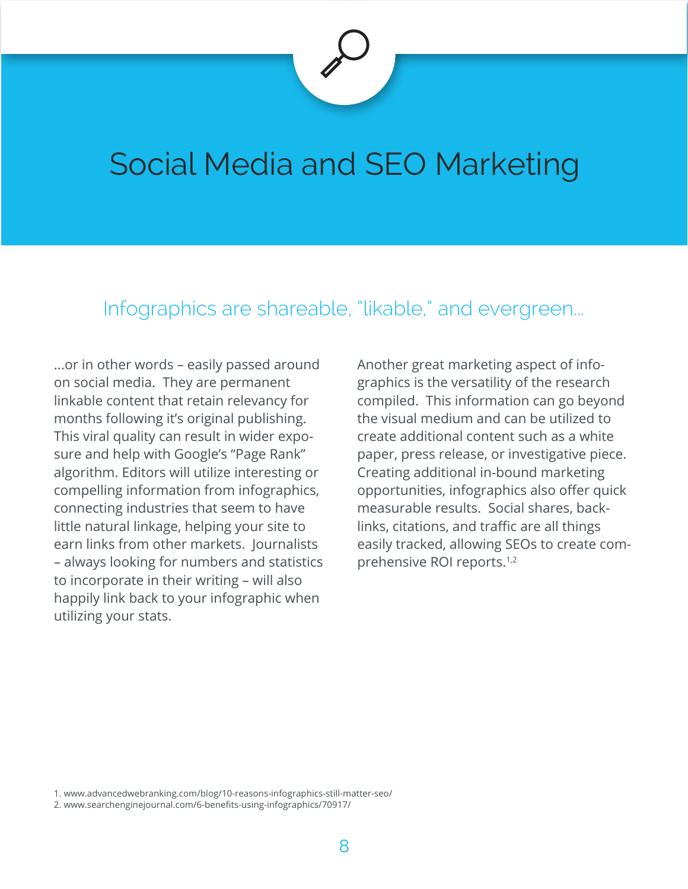# Social Media and SEO Marketing

## Infographics are shareable, "likable," and evergreen...

...or in other words – easily passed around on social media. They are permanent linkable content that retain relevancy for months following it's original publishing. This viral quality can result in wider exposure and help with Google's "Page Rank" algorithm. Editors will utilize interesting or compelling information from infographics, connecting industries that seem to have little natural linkage, helping your site to earn links from other markets. Journalists – always looking for numbers and statistics to incorporate in their writing – will also happily link back to your infographic when utilizing your stats.

Another great marketing aspect of infographics is the versatility of the research compiled. This information can go beyond the visual medium and can be utilized to create additional content such as a white paper, press release, or investigative piece. Creating additional in-bound marketing opportunities, infographics also offer quick measurable results. Social shares, backlinks, citations, and traffic are all things easily tracked, allowing SEOs to create comprehensive ROI reports.[1,2]

1. www.advancedwebranking.com/blog/10-reasons-infographics-still-matter-seo/
2. www.searchenginejournal.com/6-benefits-using-infographics/70917/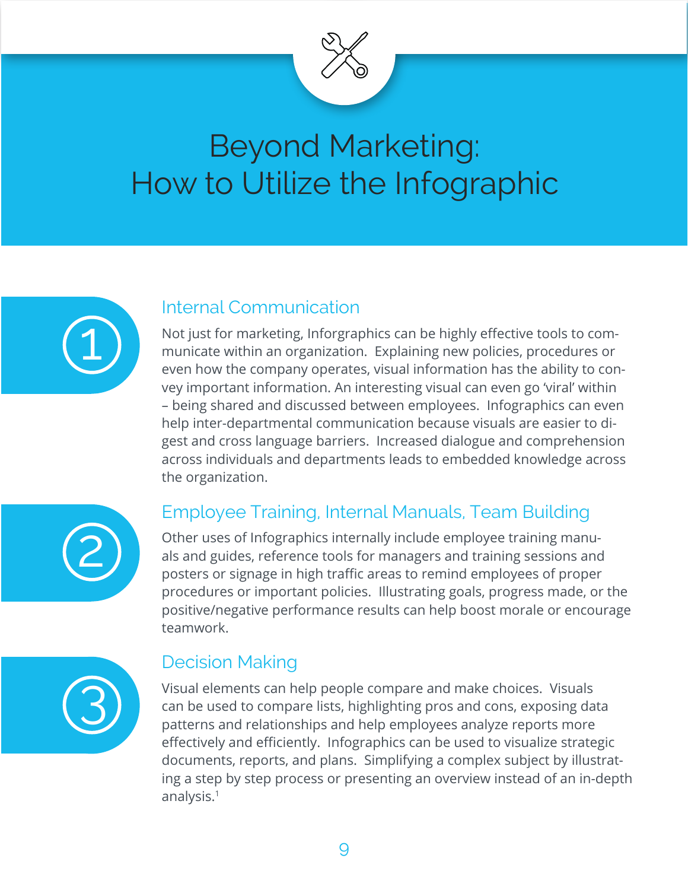# Beyond Marketing: How to Utilize the Infographic

## 1

### Internal Communication

Not just for marketing, Inforgraphics can be highly effective tools to communicate within an organization. Explaining new policies, procedures or even how the company operates, visual information has the ability to convey important information. An interesting visual can even go 'viral' within – being shared and discussed between employees. Infographics can even help inter-departmental communication because visuals are easier to digest and cross language barriers. Increased dialogue and comprehension across individuals and departments leads to embedded knowledge across the organization.

## 2

### Employee Training, Internal Manuals, Team Building

Other uses of Infographics internally include employee training manuals and guides, reference tools for managers and training sessions and posters or signage in high traffic areas to remind employees of proper procedures or important policies. Illustrating goals, progress made, or the positive/negative performance results can help boost morale or encourage teamwork.

## 3

### Decision Making

Visual elements can help people compare and make choices. Visuals can be used to compare lists, highlighting pros and cons, exposing data patterns and relationships and help employees analyze reports more effectively and efficiently. Infographics can be used to visualize strategic documents, reports, and plans. Simplifying a complex subject by illustrating a step by step process or presenting an overview instead of an in-depth analysis.[1]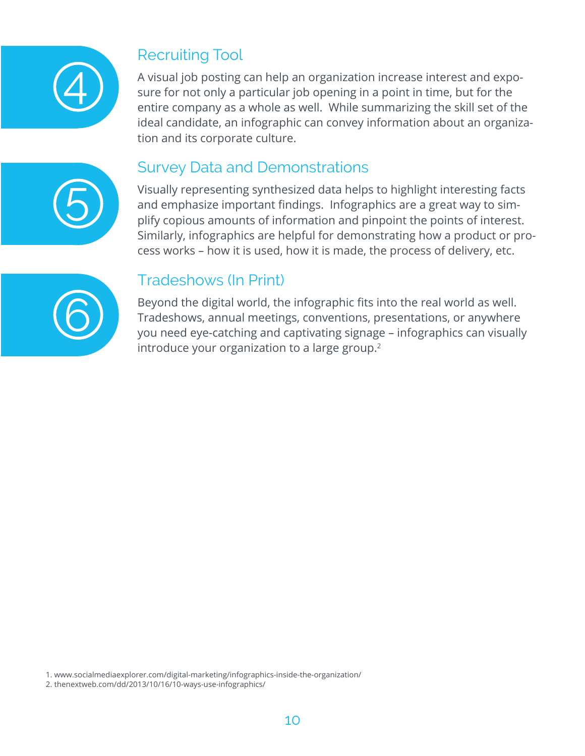## ④ Recruiting Tool

A visual job posting can help an organization increase interest and exposure for not only a particular job opening in a point in time, but for the entire company as a whole as well. While summarizing the skill set of the ideal candidate, an infographic can convey information about an organization and its corporate culture.

## ⑤ Survey Data and Demonstrations

Visually representing synthesized data helps to highlight interesting facts and emphasize important findings. Infographics are a great way to simplify copious amounts of information and pinpoint the points of interest. Similarly, infographics are helpful for demonstrating how a product or process works – how it is used, how it is made, the process of delivery, etc.

## ⑥ Tradeshows (In Print)

Beyond the digital world, the infographic fits into the real world as well. Tradeshows, annual meetings, conventions, presentations, or anywhere you need eye-catching and captivating signage – infographics can visually introduce your organization to a large group.[2]

1. www.socialmediaexplorer.com/digital-marketing/infographics-inside-the-organization/
2. thenextweb.com/dd/2013/10/16/10-ways-use-infographics/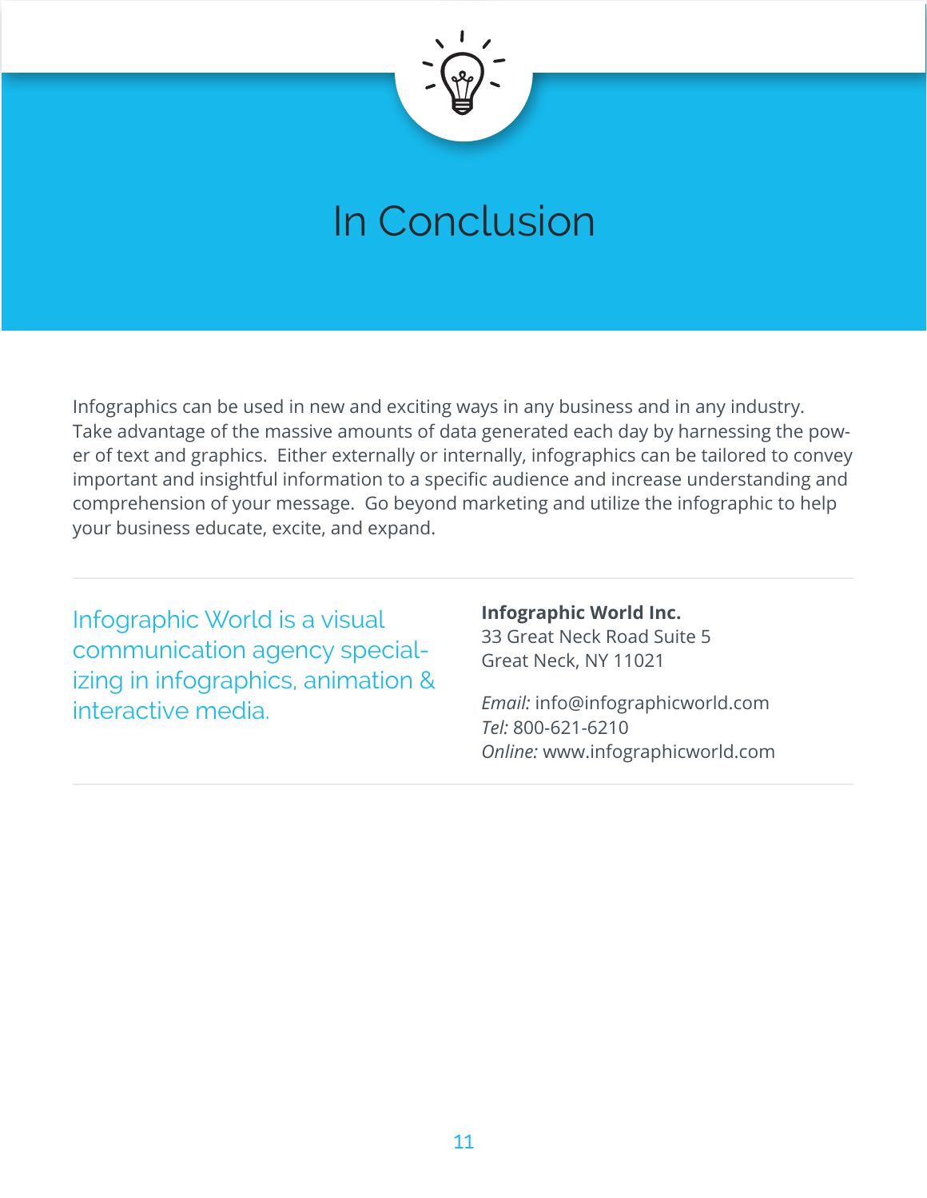# In Conclusion

Infographics can be used in new and exciting ways in any business and in any industry. Take advantage of the massive amounts of data generated each day by harnessing the power of text and graphics. Either externally or internally, infographics can be tailored to convey important and insightful information to a specific audience and increase understanding and comprehension of your message. Go beyond marketing and utilize the infographic to help your business educate, excite, and expand.

---

Infographic World is a visual communication agency specializing in infographics, animation & interactive media.

**Infographic World Inc.**
33 Great Neck Road Suite 5
Great Neck, NY 11021

*Email:* info@infographicworld.com
*Tel:* 800-621-6210
*Online:* www.infographicworld.com

---